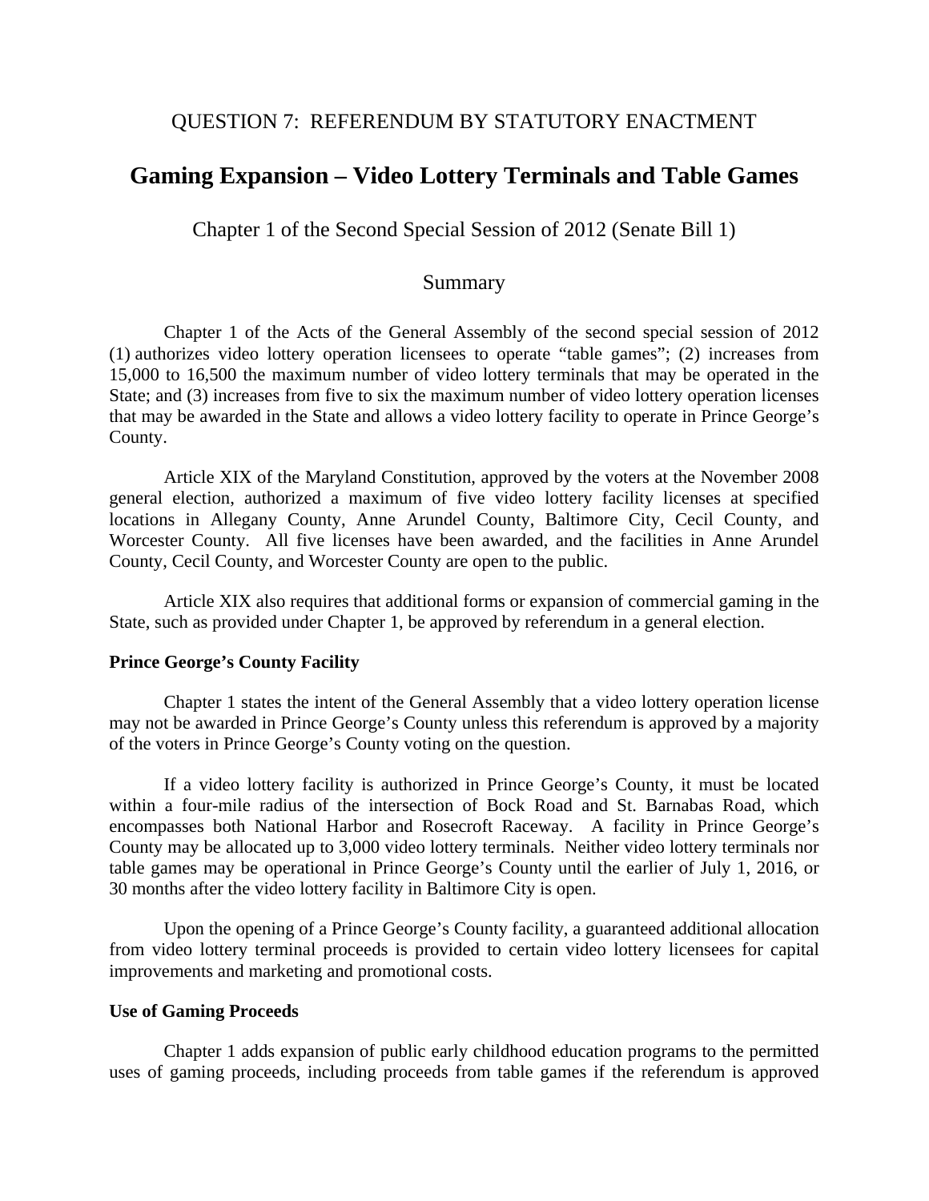QUESTION 7: REFERENDUM BY STATUTORY ENACTMENT

# Gaming Expansion – Video Lottery Terminals and Table Games

Chapter 1 of the Second Special Session of 2012 (Senate Bill 1)

## Summary

Chapter 1 of the Acts of the General Assembly of the second special session of 2012 (1) authorizes video lottery operation licensees to operate "table games"; (2) increases from 15,000 to 16,500 the maximum number of video lottery terminals that may be operated in the State; and (3) increases from five to six the maximum number of video lottery operation licenses that may be awarded in the State and allows a video lottery facility to operate in Prince George's County.

Article XIX of the Maryland Constitution, approved by the voters at the November 2008 general election, authorized a maximum of five video lottery facility licenses at specified locations in Allegany County, Anne Arundel County, Baltimore City, Cecil County, and Worcester County. All five licenses have been awarded, and the facilities in Anne Arundel County, Cecil County, and Worcester County are open to the public.

Article XIX also requires that additional forms or expansion of commercial gaming in the State, such as provided under Chapter 1, be approved by referendum in a general election.

**Prince George's County Facility**

Chapter 1 states the intent of the General Assembly that a video lottery operation license may not be awarded in Prince George's County unless this referendum is approved by a majority of the voters in Prince George's County voting on the question.

If a video lottery facility is authorized in Prince George's County, it must be located within a four-mile radius of the intersection of Bock Road and St. Barnabas Road, which encompasses both National Harbor and Rosecroft Raceway. A facility in Prince George's County may be allocated up to 3,000 video lottery terminals. Neither video lottery terminals nor table games may be operational in Prince George's County until the earlier of July 1, 2016, or 30 months after the video lottery facility in Baltimore City is open.

Upon the opening of a Prince George's County facility, a guaranteed additional allocation from video lottery terminal proceeds is provided to certain video lottery licensees for capital improvements and marketing and promotional costs.

**Use of Gaming Proceeds**

Chapter 1 adds expansion of public early childhood education programs to the permitted uses of gaming proceeds, including proceeds from table games if the referendum is approved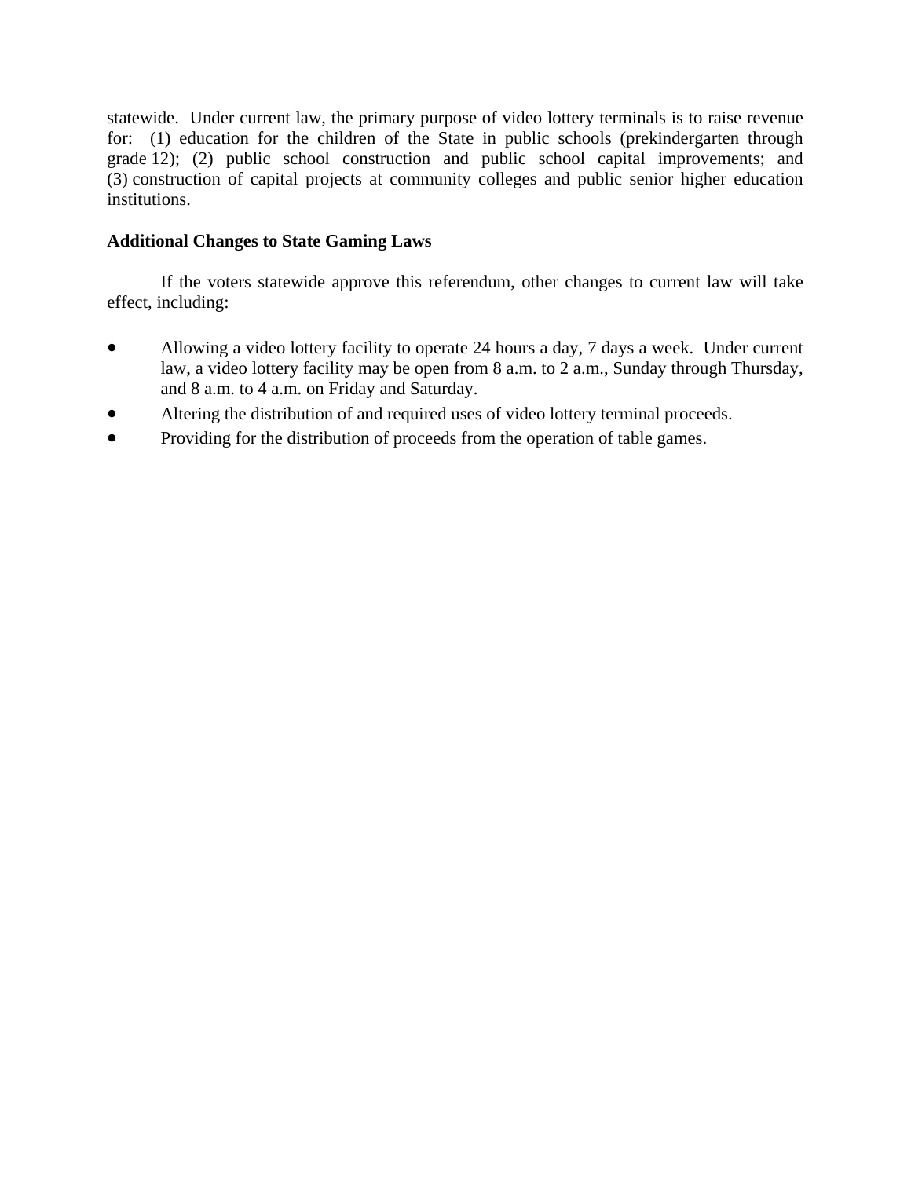statewide. Under current law, the primary purpose of video lottery terminals is to raise revenue for: (1) education for the children of the State in public schools (prekindergarten through grade 12); (2) public school construction and public school capital improvements; and (3) construction of capital projects at community colleges and public senior higher education institutions.

**Additional Changes to State Gaming Laws**

If the voters statewide approve this referendum, other changes to current law will take effect, including:

- Allowing a video lottery facility to operate 24 hours a day, 7 days a week. Under current law, a video lottery facility may be open from 8 a.m. to 2 a.m., Sunday through Thursday, and 8 a.m. to 4 a.m. on Friday and Saturday.
- Altering the distribution of and required uses of video lottery terminal proceeds.
- Providing for the distribution of proceeds from the operation of table games.